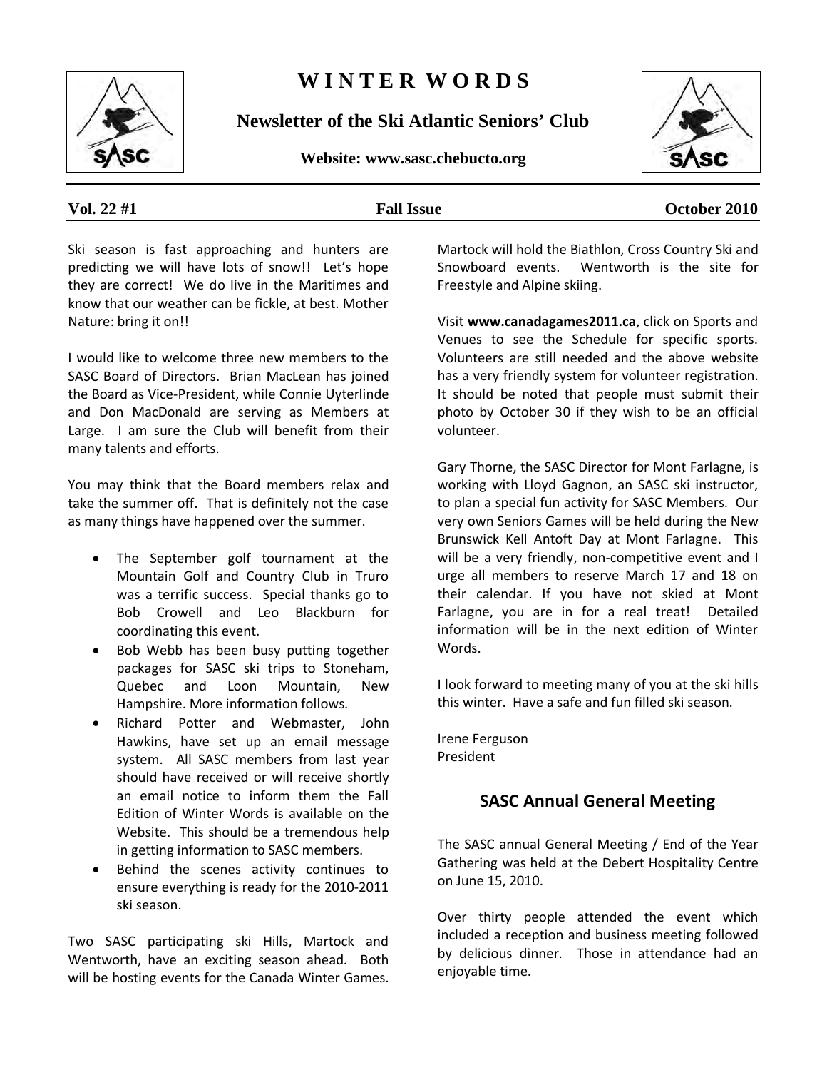# WINTER WORDS

**Newsletter of the Ski Atlantic Seniors' Club**

**Website: www.sasc.chebucto.org**

**Vol. 22 #1** **Fall Issue** **October 2010**

Ski season is fast approaching and hunters are predicting we will have lots of snow!! Let's hope they are correct! We do live in the Maritimes and know that our weather can be fickle, at best. Mother Nature: bring it on!!

I would like to welcome three new members to the SASC Board of Directors. Brian MacLean has joined the Board as Vice-President, while Connie Uyterlinde and Don MacDonald are serving as Members at Large. I am sure the Club will benefit from their many talents and efforts.

You may think that the Board members relax and take the summer off. That is definitely not the case as many things have happened over the summer.

- The September golf tournament at the Mountain Golf and Country Club in Truro was a terrific success. Special thanks go to Bob Crowell and Leo Blackburn for coordinating this event.
- Bob Webb has been busy putting together packages for SASC ski trips to Stoneham, Quebec and Loon Mountain, New Hampshire. More information follows.
- Richard Potter and Webmaster, John Hawkins, have set up an email message system. All SASC members from last year should have received or will receive shortly an email notice to inform them the Fall Edition of Winter Words is available on the Website. This should be a tremendous help in getting information to SASC members.
- Behind the scenes activity continues to ensure everything is ready for the 2010-2011 ski season.

Two SASC participating ski Hills, Martock and Wentworth, have an exciting season ahead. Both will be hosting events for the Canada Winter Games. Martock will hold the Biathlon, Cross Country Ski and Snowboard events. Wentworth is the site for Freestyle and Alpine skiing.

Visit **www.canadagames2011.ca**, click on Sports and Venues to see the Schedule for specific sports. Volunteers are still needed and the above website has a very friendly system for volunteer registration. It should be noted that people must submit their photo by October 30 if they wish to be an official volunteer.

Gary Thorne, the SASC Director for Mont Farlagne, is working with Lloyd Gagnon, an SASC ski instructor, to plan a special fun activity for SASC Members. Our very own Seniors Games will be held during the New Brunswick Kell Antoft Day at Mont Farlagne. This will be a very friendly, non-competitive event and I urge all members to reserve March 17 and 18 on their calendar. If you have not skied at Mont Farlagne, you are in for a real treat! Detailed information will be in the next edition of Winter Words.

I look forward to meeting many of you at the ski hills this winter. Have a safe and fun filled ski season.

Irene Ferguson
President

## SASC Annual General Meeting

The SASC annual General Meeting / End of the Year Gathering was held at the Debert Hospitality Centre on June 15, 2010.

Over thirty people attended the event which included a reception and business meeting followed by delicious dinner. Those in attendance had an enjoyable time.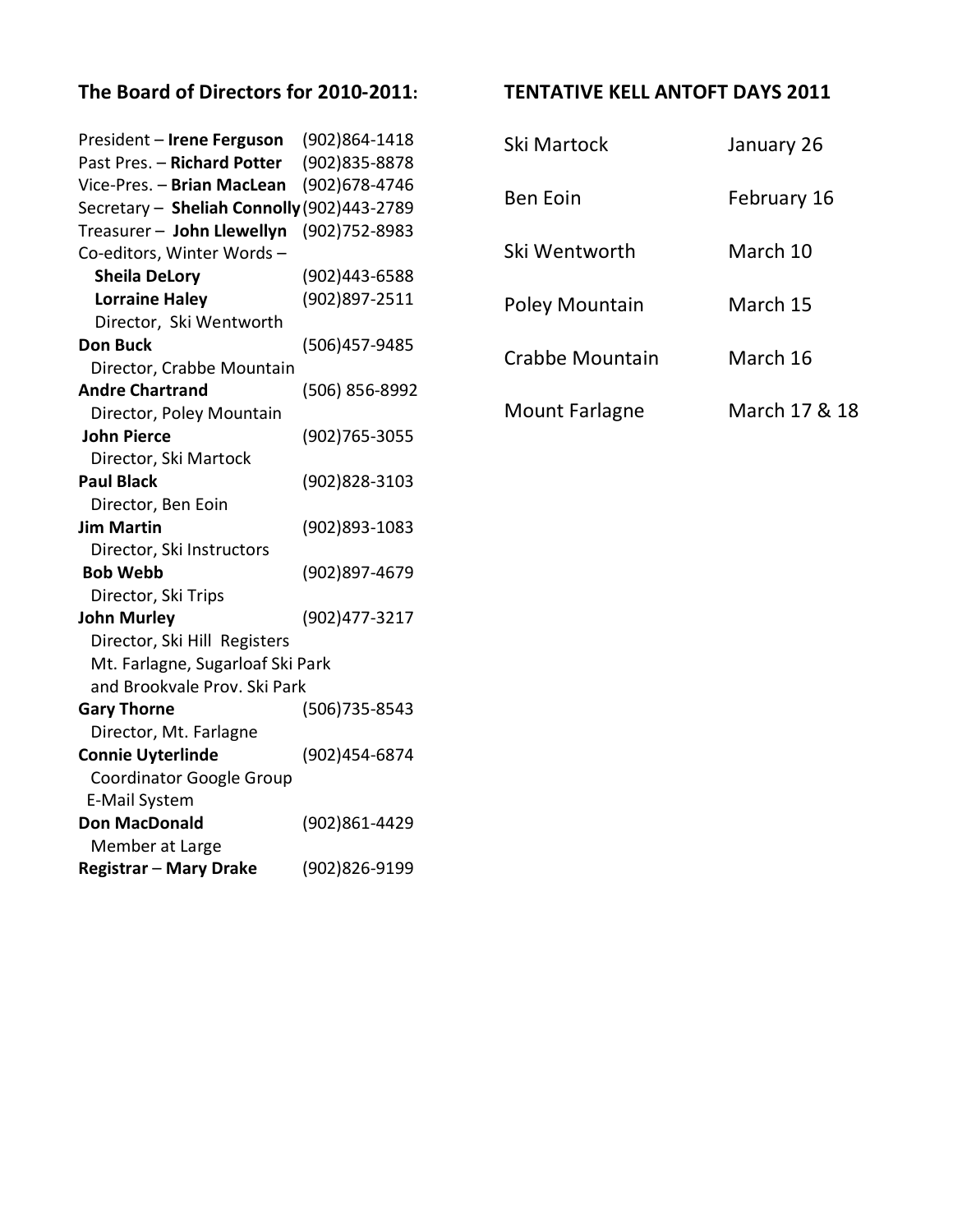## The Board of Directors for 2010-2011:

President – **Irene Ferguson** (902)864-1418
Past Pres. – **Richard Potter** (902)835-8878
Vice-Pres. – **Brian MacLean** (902)678-4746
Secretary – **Sheliah Connolly** (902)443-2789
Treasurer – **John Llewellyn** (902)752-8983
Co-editors, Winter Words –
**Sheila DeLory** (902)443-6588
**Lorraine Haley** (902)897-2511
Director, Ski Wentworth
**Don Buck** (506)457-9485
Director, Crabbe Mountain
**Andre Chartrand** (506) 856-8992
Director, Poley Mountain
**John Pierce** (902)765-3055
Director, Ski Martock
**Paul Black** (902)828-3103
Director, Ben Eoin
**Jim Martin** (902)893-1083
Director, Ski Instructors
**Bob Webb** (902)897-4679
Director, Ski Trips
**John Murley** (902)477-3217
Director, Ski Hill Registers
Mt. Farlagne, Sugarloaf Ski Park
and Brookvale Prov. Ski Park
**Gary Thorne** (506)735-8543
Director, Mt. Farlagne
**Connie Uyterlinde** (902)454-6874
Coordinator Google Group
E-Mail System
**Don MacDonald** (902)861-4429
Member at Large
**Registrar** – **Mary Drake** (902)826-9199

## TENTATIVE KELL ANTOFT DAYS 2011

| | |
|---|---|
| Ski Martock | January 26 |
| Ben Eoin | February 16 |
| Ski Wentworth | March 10 |
| Poley Mountain | March 15 |
| Crabbe Mountain | March 16 |
| Mount Farlagne | March 17 & 18 |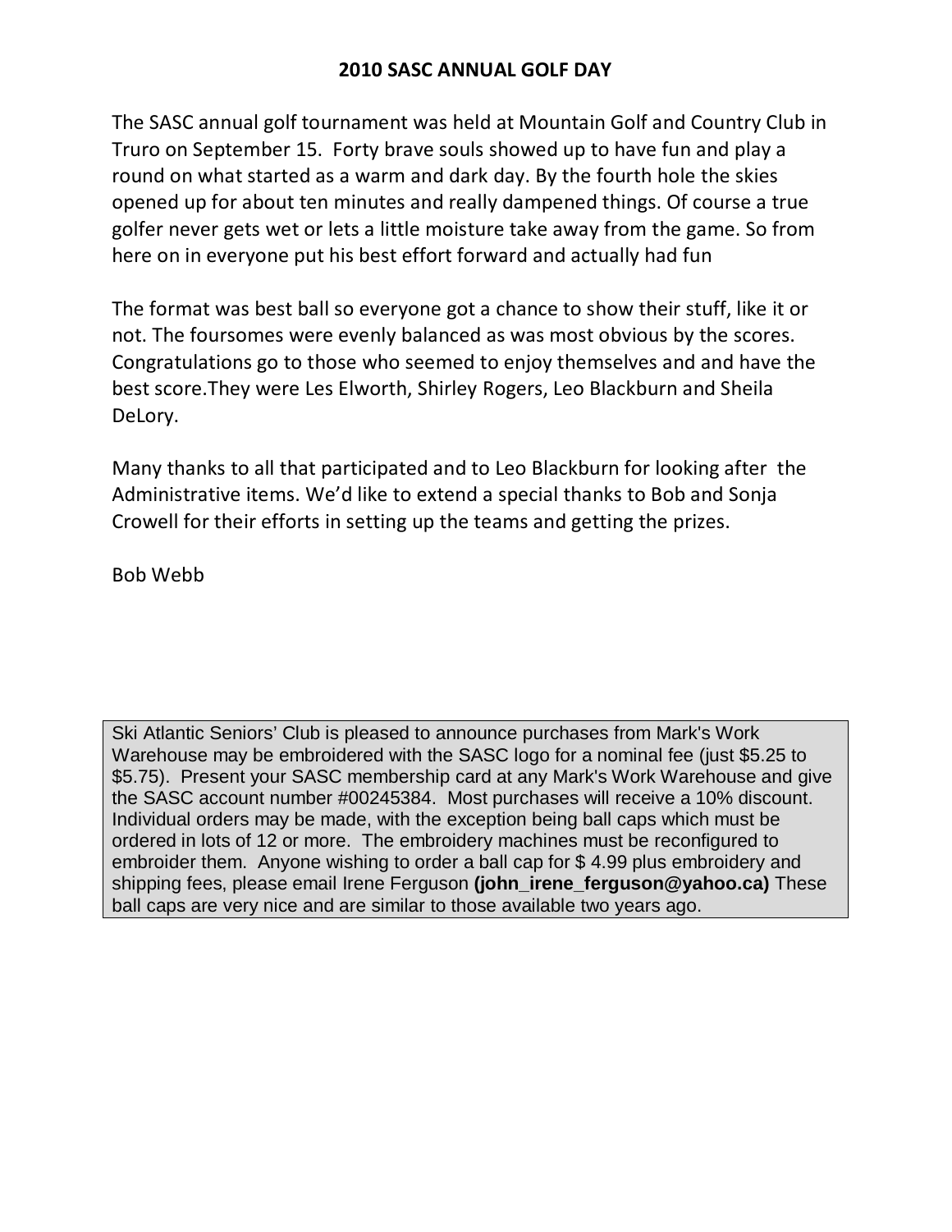## 2010 SASC ANNUAL GOLF DAY

The SASC annual golf tournament was held at Mountain Golf and Country Club in Truro on September 15. Forty brave souls showed up to have fun and play a round on what started as a warm and dark day. By the fourth hole the skies opened up for about ten minutes and really dampened things. Of course a true golfer never gets wet or lets a little moisture take away from the game. So from here on in everyone put his best effort forward and actually had fun

The format was best ball so everyone got a chance to show their stuff, like it or not. The foursomes were evenly balanced as was most obvious by the scores. Congratulations go to those who seemed to enjoy themselves and and have the best score.They were Les Elworth, Shirley Rogers, Leo Blackburn and Sheila DeLory.

Many thanks to all that participated and to Leo Blackburn for looking after the Administrative items. We'd like to extend a special thanks to Bob and Sonja Crowell for their efforts in setting up the teams and getting the prizes.

Bob Webb

> Ski Atlantic Seniors' Club is pleased to announce purchases from Mark's Work Warehouse may be embroidered with the SASC logo for a nominal fee (just $5.25 to $5.75). Present your SASC membership card at any Mark's Work Warehouse and give the SASC account number #00245384. Most purchases will receive a 10% discount. Individual orders may be made, with the exception being ball caps which must be ordered in lots of 12 or more. The embroidery machines must be reconfigured to embroider them. Anyone wishing to order a ball cap for $ 4.99 plus embroidery and shipping fees, please email Irene Ferguson **(john_irene_ferguson@yahoo.ca)** These ball caps are very nice and are similar to those available two years ago.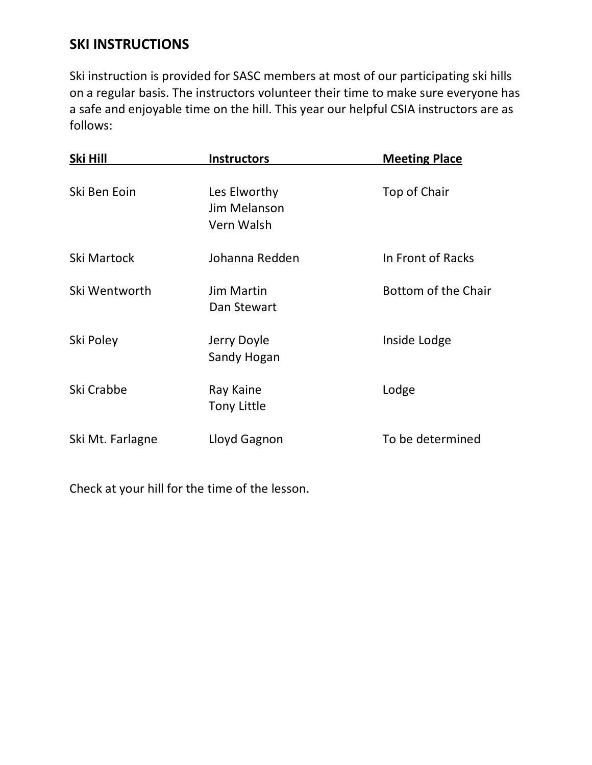## SKI INSTRUCTIONS

Ski instruction is provided for SASC members at most of our participating ski hills on a regular basis. The instructors volunteer their time to make sure everyone has a safe and enjoyable time on the hill. This year our helpful CSIA instructors are as follows:

| Ski Hill | Instructors | Meeting Place |
| --- | --- | --- |
| Ski Ben Eoin | Les Elworthy<br>Jim Melanson<br>Vern Walsh | Top of Chair |
| Ski Martock | Johanna Redden | In Front of Racks |
| Ski Wentworth | Jim Martin<br>Dan Stewart | Bottom of the Chair |
| Ski Poley | Jerry Doyle<br>Sandy Hogan | Inside Lodge |
| Ski Crabbe | Ray Kaine<br>Tony Little | Lodge |
| Ski Mt. Farlagne | Lloyd Gagnon | To be determined |

Check at your hill for the time of the lesson.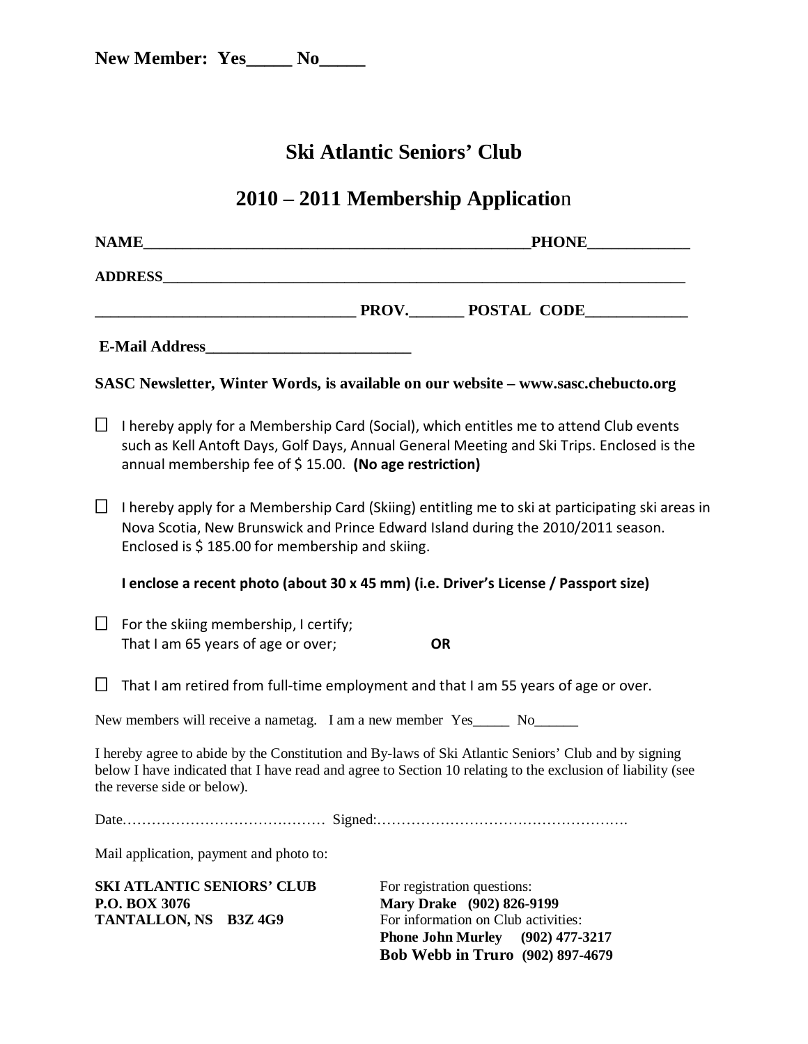**New Member: Yes_____ No_____**

# Ski Atlantic Seniors' Club

## 2010 – 2011 Membership Application

**NAME**_______________________________________________**PHONE**____________

**ADDRESS**_________________________________________________________________

________________________________ **PROV.**_______ **POSTAL CODE**____________

**E-Mail Address**__________________________

**SASC Newsletter, Winter Words, is available on our website – www.sasc.chebucto.org**

☐ I hereby apply for a Membership Card (Social), which entitles me to attend Club events such as Kell Antoft Days, Golf Days, Annual General Meeting and Ski Trips. Enclosed is the annual membership fee of $ 15.00. **(No age restriction)**

☐ I hereby apply for a Membership Card (Skiing) entitling me to ski at participating ski areas in Nova Scotia, New Brunswick and Prince Edward Island during the 2010/2011 season. Enclosed is $ 185.00 for membership and skiing.

**I enclose a recent photo (about 30 x 45 mm) (i.e. Driver's License / Passport size)**

☐ For the skiing membership, I certify;
That I am 65 years of age or over; **OR**

☐ That I am retired from full-time employment and that I am 55 years of age or over.

New members will receive a nametag. I am a new member Yes_____ No______

I hereby agree to abide by the Constitution and By-laws of Ski Atlantic Seniors' Club and by signing below I have indicated that I have read and agree to Section 10 relating to the exclusion of liability (see the reverse side or below).

Date…………………………………… Signed:…………………………………………….

Mail application, payment and photo to:

**SKI ATLANTIC SENIORS' CLUB**
**P.O. BOX 3076**
**TANTALLON, NS B3Z 4G9**

For registration questions:
**Mary Drake (902) 826-9199**
For information on Club activities:
**Phone John Murley (902) 477-3217**
**Bob Webb in Truro (902) 897-4679**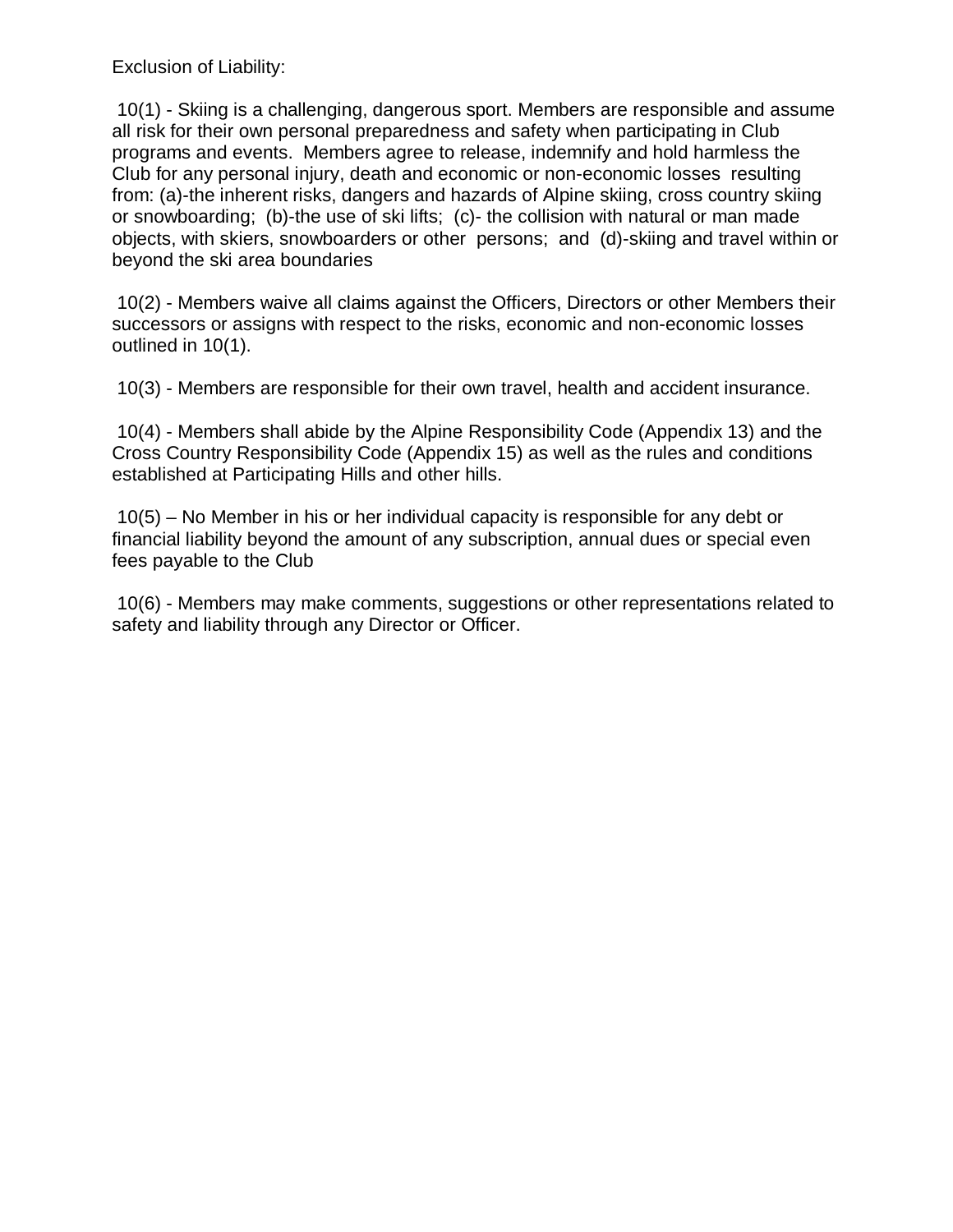Exclusion of Liability:

10(1) - Skiing is a challenging, dangerous sport. Members are responsible and assume all risk for their own personal preparedness and safety when participating in Club programs and events. Members agree to release, indemnify and hold harmless the Club for any personal injury, death and economic or non-economic losses resulting from: (a)-the inherent risks, dangers and hazards of Alpine skiing, cross country skiing or snowboarding; (b)-the use of ski lifts; (c)- the collision with natural or man made objects, with skiers, snowboarders or other persons; and (d)-skiing and travel within or beyond the ski area boundaries

10(2) - Members waive all claims against the Officers, Directors or other Members their successors or assigns with respect to the risks, economic and non-economic losses outlined in 10(1).

10(3) - Members are responsible for their own travel, health and accident insurance.

10(4) - Members shall abide by the Alpine Responsibility Code (Appendix 13) and the Cross Country Responsibility Code (Appendix 15) as well as the rules and conditions established at Participating Hills and other hills.

10(5) – No Member in his or her individual capacity is responsible for any debt or financial liability beyond the amount of any subscription, annual dues or special even fees payable to the Club

10(6) - Members may make comments, suggestions or other representations related to safety and liability through any Director or Officer.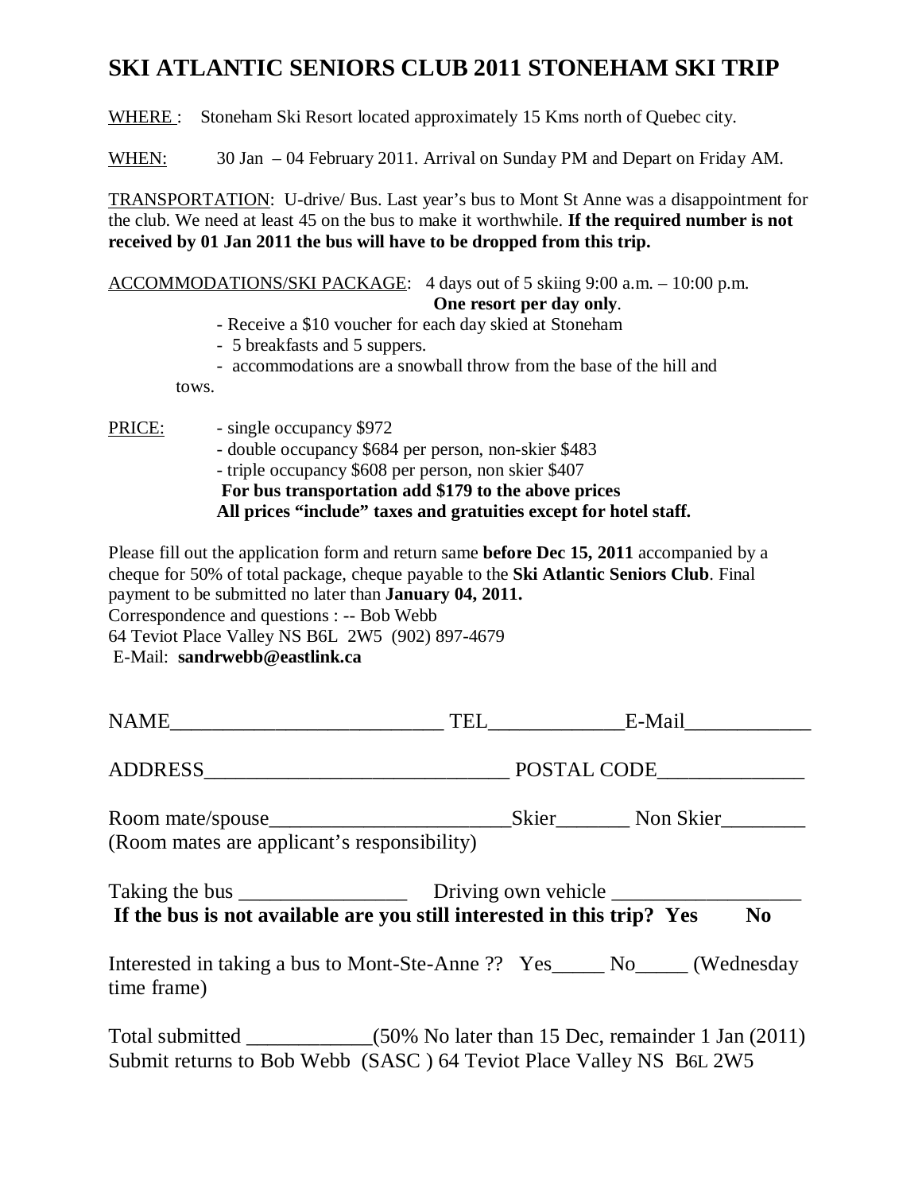# SKI ATLANTIC SENIORS CLUB 2011 STONEHAM SKI TRIP

WHERE : Stoneham Ski Resort located approximately 15 Kms north of Quebec city.

WHEN: 30 Jan – 04 February 2011. Arrival on Sunday PM and Depart on Friday AM.

TRANSPORTATION: U-drive/ Bus. Last year's bus to Mont St Anne was a disappointment for the club. We need at least 45 on the bus to make it worthwhile. **If the required number is not received by 01 Jan 2011 the bus will have to be dropped from this trip.**

ACCOMMODATIONS/SKI PACKAGE: 4 days out of 5 skiing 9:00 a.m. – 10:00 p.m. **One resort per day only**.

- Receive a $10 voucher for each day skied at Stoneham
- 5 breakfasts and 5 suppers.
- accommodations are a snowball throw from the base of the hill and tows.

PRICE:

- single occupancy $972
- double occupancy $684 per person, non-skier $483
- triple occupancy $608 per person, non skier $407

**For bus transportation add $179 to the above prices**
**All prices "include" taxes and gratuities except for hotel staff.**

Please fill out the application form and return same **before Dec 15, 2011** accompanied by a cheque for 50% of total package, cheque payable to the **Ski Atlantic Seniors Club**. Final payment to be submitted no later than **January 04, 2011.**
Correspondence and questions : -- Bob Webb
64 Teviot Place Valley NS B6L 2W5 (902) 897-4679
E-Mail: **sandrwebb@eastlink.ca**

NAME__________________________ TEL_____________E-Mail____________

ADDRESS_____________________________ POSTAL CODE______________

Room mate/spouse_______________________Skier_______ Non Skier________
(Room mates are applicant's responsibility)

Taking the bus ________________ Driving own vehicle __________________
**If the bus is not available are you still interested in this trip? Yes No**

Interested in taking a bus to Mont-Ste-Anne ?? Yes_____ No_____ (Wednesday time frame)

Total submitted ____________(50% No later than 15 Dec, remainder 1 Jan (2011)
Submit returns to Bob Webb (SASC ) 64 Teviot Place Valley NS B6L 2W5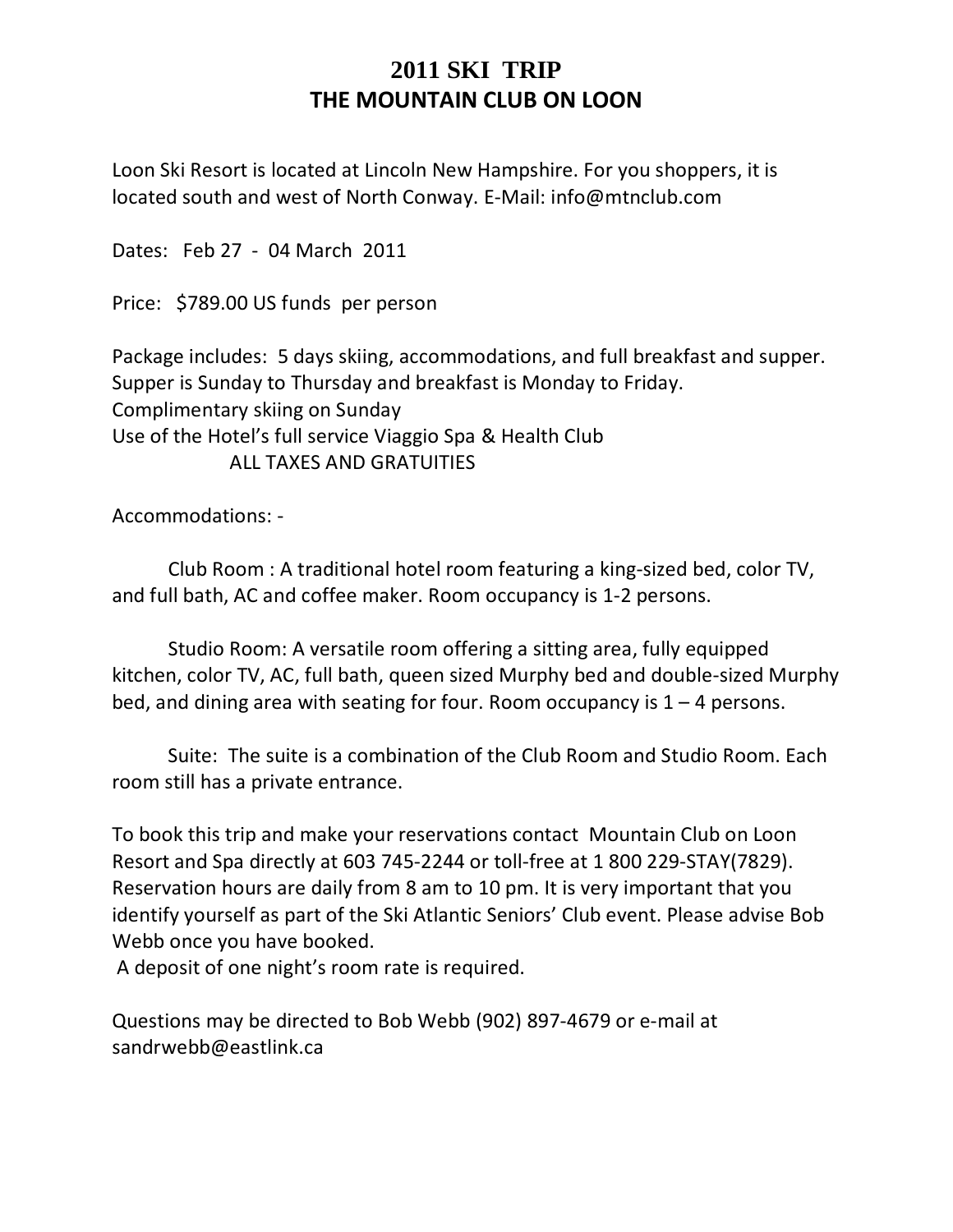# 2011 SKI TRIP
## THE MOUNTAIN CLUB ON LOON

Loon Ski Resort is located at Lincoln New Hampshire. For you shoppers, it is located south and west of North Conway. E-Mail: info@mtnclub.com

Dates: Feb 27 - 04 March 2011

Price: $789.00 US funds per person

Package includes: 5 days skiing, accommodations, and full breakfast and supper.
Supper is Sunday to Thursday and breakfast is Monday to Friday.
Complimentary skiing on Sunday
Use of the Hotel's full service Viaggio Spa & Health Club
ALL TAXES AND GRATUITIES

Accommodations: -

Club Room : A traditional hotel room featuring a king-sized bed, color TV, and full bath, AC and coffee maker. Room occupancy is 1-2 persons.

Studio Room: A versatile room offering a sitting area, fully equipped kitchen, color TV, AC, full bath, queen sized Murphy bed and double-sized Murphy bed, and dining area with seating for four. Room occupancy is 1 – 4 persons.

Suite: The suite is a combination of the Club Room and Studio Room. Each room still has a private entrance.

To book this trip and make your reservations contact Mountain Club on Loon Resort and Spa directly at 603 745-2244 or toll-free at 1 800 229-STAY(7829). Reservation hours are daily from 8 am to 10 pm. It is very important that you identify yourself as part of the Ski Atlantic Seniors' Club event. Please advise Bob Webb once you have booked.
A deposit of one night's room rate is required.

Questions may be directed to Bob Webb (902) 897-4679 or e-mail at sandrwebb@eastlink.ca